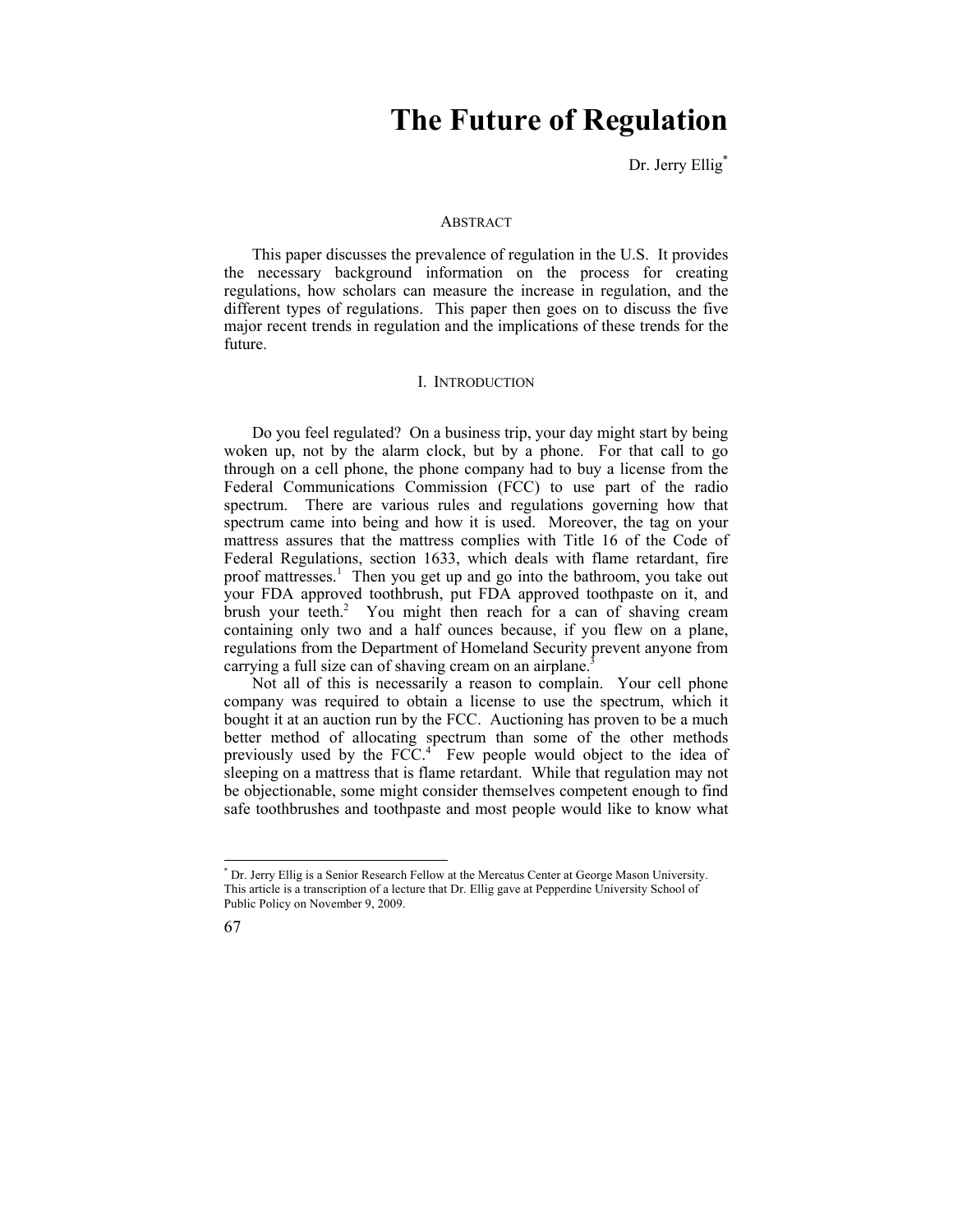# The Future of Regulation

Dr. Jerry Ellig*

ABSTRACT

This paper discusses the prevalence of regulation in the U.S. It provides the necessary background information on the process for creating regulations, how scholars can measure the increase in regulation, and the different types of regulations. This paper then goes on to discuss the five major recent trends in regulation and the implications of these trends for the future.

## I. INTRODUCTION

Do you feel regulated? On a business trip, your day might start by being woken up, not by the alarm clock, but by a phone. For that call to go through on a cell phone, the phone company had to buy a license from the Federal Communications Commission (FCC) to use part of the radio spectrum. There are various rules and regulations governing how that spectrum came into being and how it is used. Moreover, the tag on your mattress assures that the mattress complies with Title 16 of the Code of Federal Regulations, section 1633, which deals with flame retardant, fire proof mattresses.[1] Then you get up and go into the bathroom, you take out your FDA approved toothbrush, put FDA approved toothpaste on it, and brush your teeth.[2] You might then reach for a can of shaving cream containing only two and a half ounces because, if you flew on a plane, regulations from the Department of Homeland Security prevent anyone from carrying a full size can of shaving cream on an airplane.[3]

Not all of this is necessarily a reason to complain. Your cell phone company was required to obtain a license to use the spectrum, which it bought it at an auction run by the FCC. Auctioning has proven to be a much better method of allocating spectrum than some of the other methods previously used by the FCC.[4] Few people would object to the idea of sleeping on a mattress that is flame retardant. While that regulation may not be objectionable, some might consider themselves competent enough to find safe toothbrushes and toothpaste and most people would like to know what

---

* Dr. Jerry Ellig is a Senior Research Fellow at the Mercatus Center at George Mason University. This article is a transcription of a lecture that Dr. Ellig gave at Pepperdine University School of Public Policy on November 9, 2009.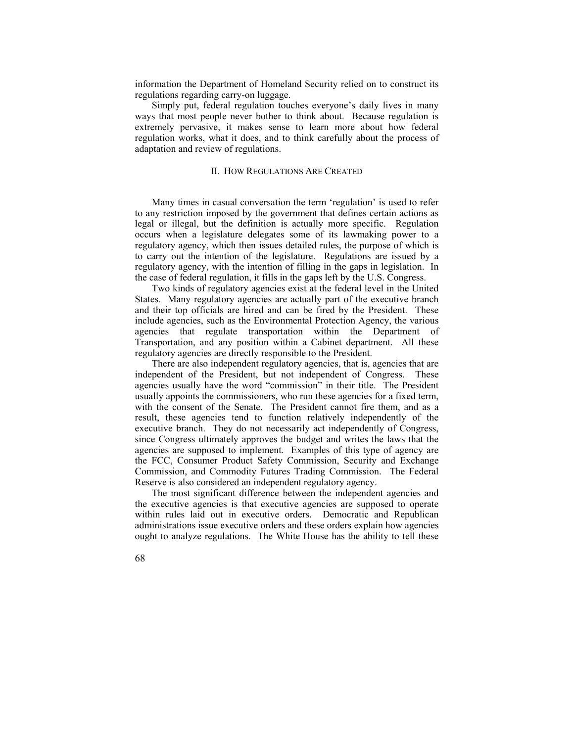information the Department of Homeland Security relied on to construct its regulations regarding carry-on luggage.

Simply put, federal regulation touches everyone's daily lives in many ways that most people never bother to think about. Because regulation is extremely pervasive, it makes sense to learn more about how federal regulation works, what it does, and to think carefully about the process of adaptation and review of regulations.

## II. How Regulations Are Created

Many times in casual conversation the term 'regulation' is used to refer to any restriction imposed by the government that defines certain actions as legal or illegal, but the definition is actually more specific. Regulation occurs when a legislature delegates some of its lawmaking power to a regulatory agency, which then issues detailed rules, the purpose of which is to carry out the intention of the legislature. Regulations are issued by a regulatory agency, with the intention of filling in the gaps in legislation. In the case of federal regulation, it fills in the gaps left by the U.S. Congress.

Two kinds of regulatory agencies exist at the federal level in the United States. Many regulatory agencies are actually part of the executive branch and their top officials are hired and can be fired by the President. These include agencies, such as the Environmental Protection Agency, the various agencies that regulate transportation within the Department of Transportation, and any position within a Cabinet department. All these regulatory agencies are directly responsible to the President.

There are also independent regulatory agencies, that is, agencies that are independent of the President, but not independent of Congress. These agencies usually have the word "commission" in their title. The President usually appoints the commissioners, who run these agencies for a fixed term, with the consent of the Senate. The President cannot fire them, and as a result, these agencies tend to function relatively independently of the executive branch. They do not necessarily act independently of Congress, since Congress ultimately approves the budget and writes the laws that the agencies are supposed to implement. Examples of this type of agency are the FCC, Consumer Product Safety Commission, Security and Exchange Commission, and Commodity Futures Trading Commission. The Federal Reserve is also considered an independent regulatory agency.

The most significant difference between the independent agencies and the executive agencies is that executive agencies are supposed to operate within rules laid out in executive orders. Democratic and Republican administrations issue executive orders and these orders explain how agencies ought to analyze regulations. The White House has the ability to tell these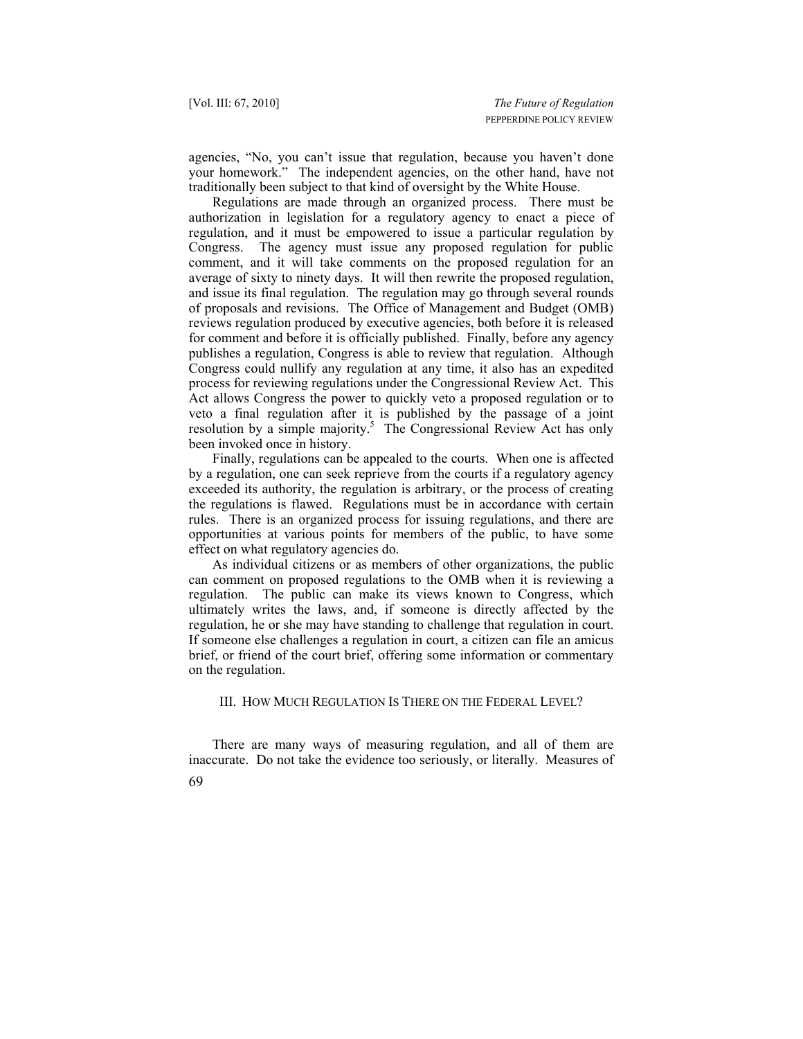agencies, "No, you can't issue that regulation, because you haven't done your homework." The independent agencies, on the other hand, have not traditionally been subject to that kind of oversight by the White House.

Regulations are made through an organized process. There must be authorization in legislation for a regulatory agency to enact a piece of regulation, and it must be empowered to issue a particular regulation by Congress. The agency must issue any proposed regulation for public comment, and it will take comments on the proposed regulation for an average of sixty to ninety days. It will then rewrite the proposed regulation, and issue its final regulation. The regulation may go through several rounds of proposals and revisions. The Office of Management and Budget (OMB) reviews regulation produced by executive agencies, both before it is released for comment and before it is officially published. Finally, before any agency publishes a regulation, Congress is able to review that regulation. Although Congress could nullify any regulation at any time, it also has an expedited process for reviewing regulations under the Congressional Review Act. This Act allows Congress the power to quickly veto a proposed regulation or to veto a final regulation after it is published by the passage of a joint resolution by a simple majority.[5] The Congressional Review Act has only been invoked once in history.

Finally, regulations can be appealed to the courts. When one is affected by a regulation, one can seek reprieve from the courts if a regulatory agency exceeded its authority, the regulation is arbitrary, or the process of creating the regulations is flawed. Regulations must be in accordance with certain rules. There is an organized process for issuing regulations, and there are opportunities at various points for members of the public, to have some effect on what regulatory agencies do.

As individual citizens or as members of other organizations, the public can comment on proposed regulations to the OMB when it is reviewing a regulation. The public can make its views known to Congress, which ultimately writes the laws, and, if someone is directly affected by the regulation, he or she may have standing to challenge that regulation in court. If someone else challenges a regulation in court, a citizen can file an amicus brief, or friend of the court brief, offering some information or commentary on the regulation.

## III. How Much Regulation Is There on the Federal Level?

There are many ways of measuring regulation, and all of them are inaccurate. Do not take the evidence too seriously, or literally. Measures of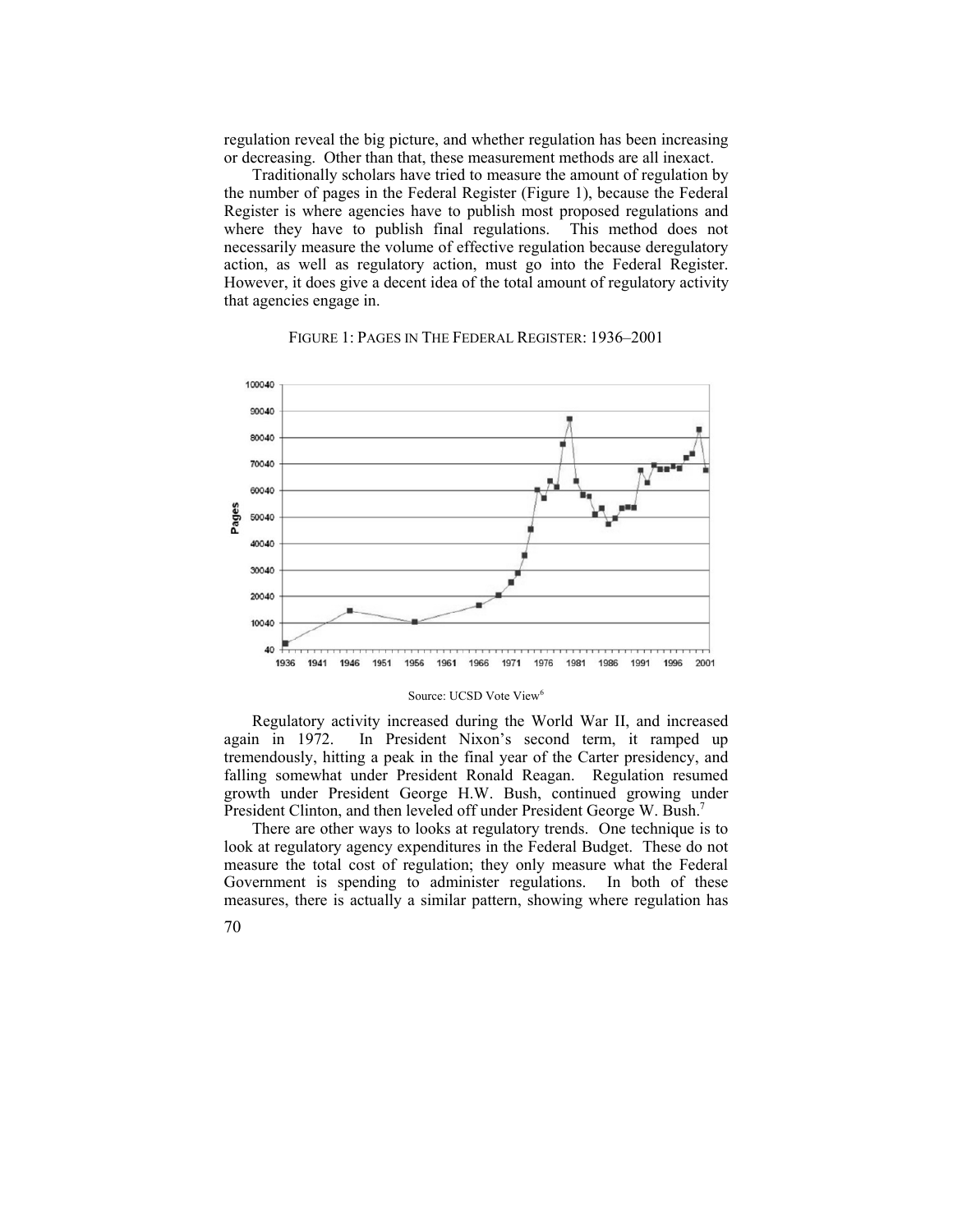regulation reveal the big picture, and whether regulation has been increasing or decreasing. Other than that, these measurement methods are all inexact.

Traditionally scholars have tried to measure the amount of regulation by the number of pages in the Federal Register (Figure 1), because the Federal Register is where agencies have to publish most proposed regulations and where they have to publish final regulations. This method does not necessarily measure the volume of effective regulation because deregulatory action, as well as regulatory action, must go into the Federal Register. However, it does give a decent idea of the total amount of regulatory activity that agencies engage in.

FIGURE 1: PAGES IN THE FEDERAL REGISTER: 1936–2001

Source: UCSD Vote View[6]

Regulatory activity increased during the World War II, and increased again in 1972. In President Nixon's second term, it ramped up tremendously, hitting a peak in the final year of the Carter presidency, and falling somewhat under President Ronald Reagan. Regulation resumed growth under President George H.W. Bush, continued growing under President Clinton, and then leveled off under President George W. Bush.[7]

There are other ways to looks at regulatory trends. One technique is to look at regulatory agency expenditures in the Federal Budget. These do not measure the total cost of regulation; they only measure what the Federal Government is spending to administer regulations. In both of these measures, there is actually a similar pattern, showing where regulation has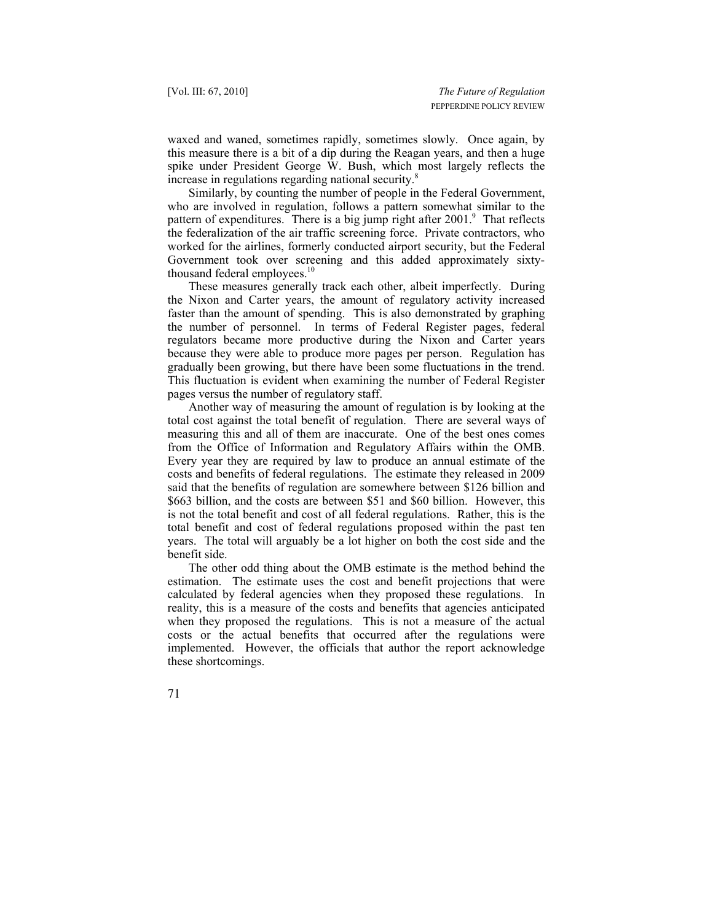waxed and waned, sometimes rapidly, sometimes slowly. Once again, by this measure there is a bit of a dip during the Reagan years, and then a huge spike under President George W. Bush, which most largely reflects the increase in regulations regarding national security.[8]

Similarly, by counting the number of people in the Federal Government, who are involved in regulation, follows a pattern somewhat similar to the pattern of expenditures. There is a big jump right after 2001.[9] That reflects the federalization of the air traffic screening force. Private contractors, who worked for the airlines, formerly conducted airport security, but the Federal Government took over screening and this added approximately sixty-thousand federal employees.[10]

These measures generally track each other, albeit imperfectly. During the Nixon and Carter years, the amount of regulatory activity increased faster than the amount of spending. This is also demonstrated by graphing the number of personnel. In terms of Federal Register pages, federal regulators became more productive during the Nixon and Carter years because they were able to produce more pages per person. Regulation has gradually been growing, but there have been some fluctuations in the trend. This fluctuation is evident when examining the number of Federal Register pages versus the number of regulatory staff.

Another way of measuring the amount of regulation is by looking at the total cost against the total benefit of regulation. There are several ways of measuring this and all of them are inaccurate. One of the best ones comes from the Office of Information and Regulatory Affairs within the OMB. Every year they are required by law to produce an annual estimate of the costs and benefits of federal regulations. The estimate they released in 2009 said that the benefits of regulation are somewhere between $126 billion and $663 billion, and the costs are between $51 and $60 billion. However, this is not the total benefit and cost of all federal regulations. Rather, this is the total benefit and cost of federal regulations proposed within the past ten years. The total will arguably be a lot higher on both the cost side and the benefit side.

The other odd thing about the OMB estimate is the method behind the estimation. The estimate uses the cost and benefit projections that were calculated by federal agencies when they proposed these regulations. In reality, this is a measure of the costs and benefits that agencies anticipated when they proposed the regulations. This is not a measure of the actual costs or the actual benefits that occurred after the regulations were implemented. However, the officials that author the report acknowledge these shortcomings.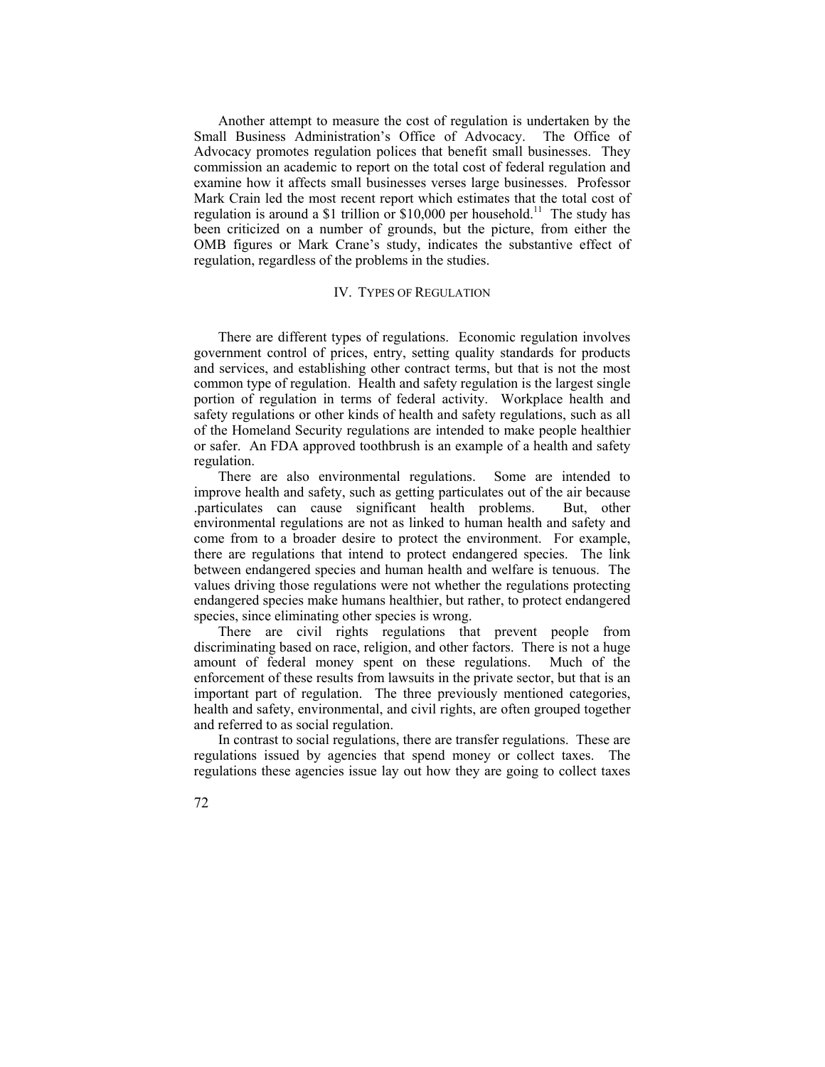Another attempt to measure the cost of regulation is undertaken by the Small Business Administration's Office of Advocacy. The Office of Advocacy promotes regulation polices that benefit small businesses. They commission an academic to report on the total cost of federal regulation and examine how it affects small businesses verses large businesses. Professor Mark Crain led the most recent report which estimates that the total cost of regulation is around a $1 trillion or $10,000 per household.[11] The study has been criticized on a number of grounds, but the picture, from either the OMB figures or Mark Crane's study, indicates the substantive effect of regulation, regardless of the problems in the studies.

## IV. TYPES OF REGULATION

There are different types of regulations. Economic regulation involves government control of prices, entry, setting quality standards for products and services, and establishing other contract terms, but that is not the most common type of regulation. Health and safety regulation is the largest single portion of regulation in terms of federal activity. Workplace health and safety regulations or other kinds of health and safety regulations, such as all of the Homeland Security regulations are intended to make people healthier or safer. An FDA approved toothbrush is an example of a health and safety regulation.

There are also environmental regulations. Some are intended to improve health and safety, such as getting particulates out of the air because .particulates can cause significant health problems. But, other environmental regulations are not as linked to human health and safety and come from to a broader desire to protect the environment. For example, there are regulations that intend to protect endangered species. The link between endangered species and human health and welfare is tenuous. The values driving those regulations were not whether the regulations protecting endangered species make humans healthier, but rather, to protect endangered species, since eliminating other species is wrong.

There are civil rights regulations that prevent people from discriminating based on race, religion, and other factors. There is not a huge amount of federal money spent on these regulations. Much of the enforcement of these results from lawsuits in the private sector, but that is an important part of regulation. The three previously mentioned categories, health and safety, environmental, and civil rights, are often grouped together and referred to as social regulation.

In contrast to social regulations, there are transfer regulations. These are regulations issued by agencies that spend money or collect taxes. The regulations these agencies issue lay out how they are going to collect taxes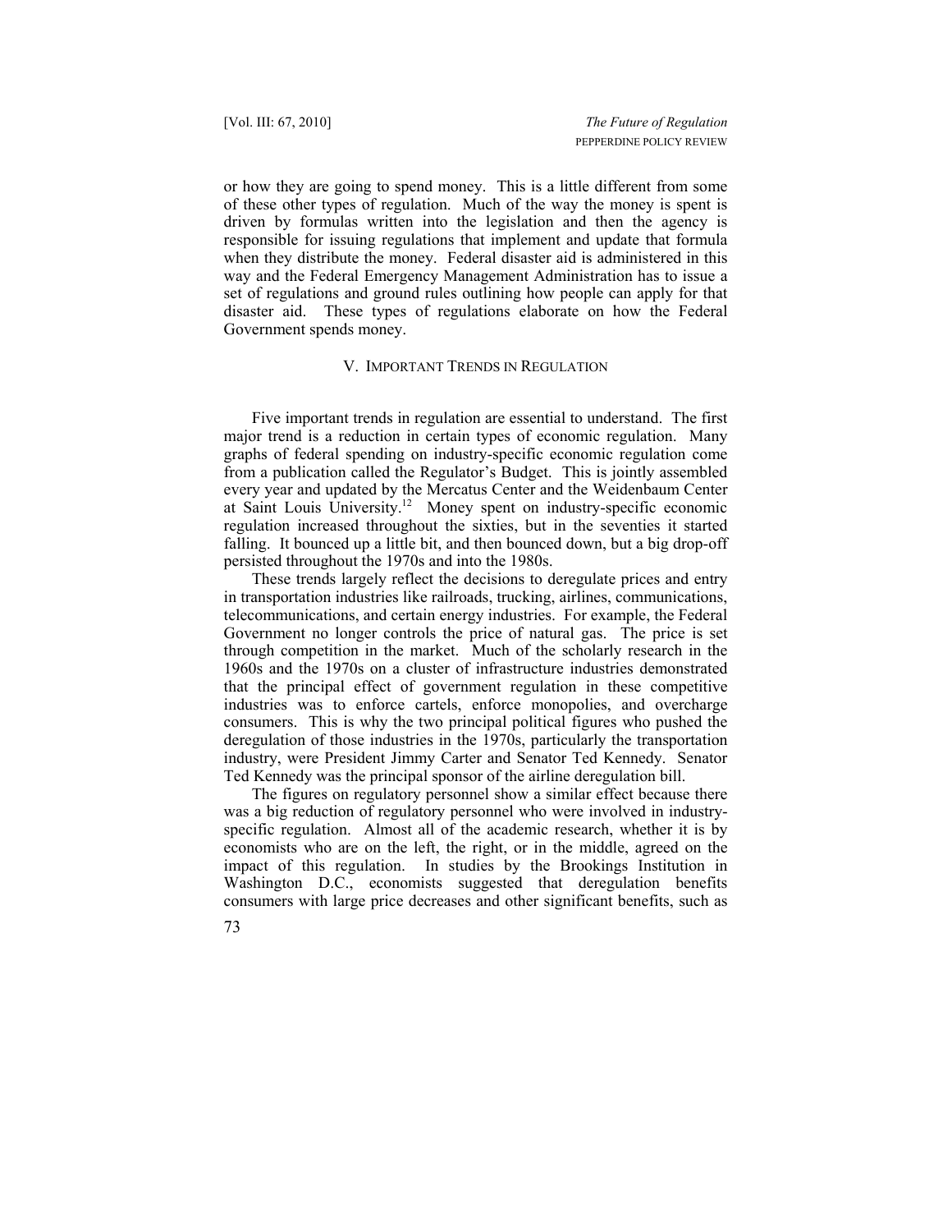or how they are going to spend money. This is a little different from some of these other types of regulation. Much of the way the money is spent is driven by formulas written into the legislation and then the agency is responsible for issuing regulations that implement and update that formula when they distribute the money. Federal disaster aid is administered in this way and the Federal Emergency Management Administration has to issue a set of regulations and ground rules outlining how people can apply for that disaster aid. These types of regulations elaborate on how the Federal Government spends money.

## V. IMPORTANT TRENDS IN REGULATION

Five important trends in regulation are essential to understand. The first major trend is a reduction in certain types of economic regulation. Many graphs of federal spending on industry-specific economic regulation come from a publication called the Regulator's Budget. This is jointly assembled every year and updated by the Mercatus Center and the Weidenbaum Center at Saint Louis University.[12] Money spent on industry-specific economic regulation increased throughout the sixties, but in the seventies it started falling. It bounced up a little bit, and then bounced down, but a big drop-off persisted throughout the 1970s and into the 1980s.

These trends largely reflect the decisions to deregulate prices and entry in transportation industries like railroads, trucking, airlines, communications, telecommunications, and certain energy industries. For example, the Federal Government no longer controls the price of natural gas. The price is set through competition in the market. Much of the scholarly research in the 1960s and the 1970s on a cluster of infrastructure industries demonstrated that the principal effect of government regulation in these competitive industries was to enforce cartels, enforce monopolies, and overcharge consumers. This is why the two principal political figures who pushed the deregulation of those industries in the 1970s, particularly the transportation industry, were President Jimmy Carter and Senator Ted Kennedy. Senator Ted Kennedy was the principal sponsor of the airline deregulation bill.

The figures on regulatory personnel show a similar effect because there was a big reduction of regulatory personnel who were involved in industry-specific regulation. Almost all of the academic research, whether it is by economists who are on the left, the right, or in the middle, agreed on the impact of this regulation. In studies by the Brookings Institution in Washington D.C., economists suggested that deregulation benefits consumers with large price decreases and other significant benefits, such as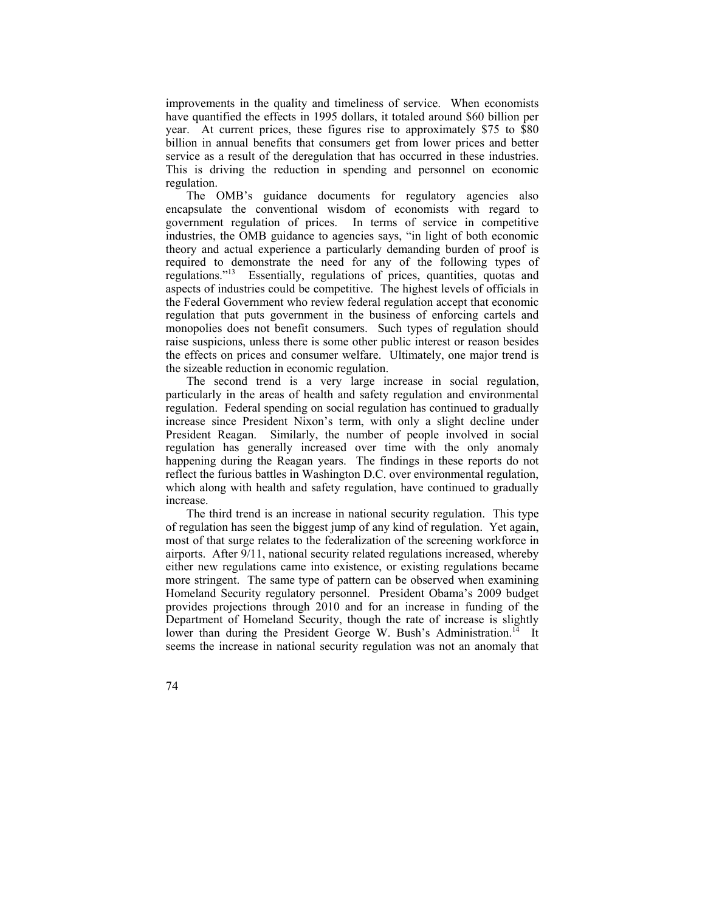improvements in the quality and timeliness of service. When economists have quantified the effects in 1995 dollars, it totaled around $60 billion per year. At current prices, these figures rise to approximately $75 to $80 billion in annual benefits that consumers get from lower prices and better service as a result of the deregulation that has occurred in these industries. This is driving the reduction in spending and personnel on economic regulation.

The OMB's guidance documents for regulatory agencies also encapsulate the conventional wisdom of economists with regard to government regulation of prices. In terms of service in competitive industries, the OMB guidance to agencies says, "in light of both economic theory and actual experience a particularly demanding burden of proof is required to demonstrate the need for any of the following types of regulations."[13] Essentially, regulations of prices, quantities, quotas and aspects of industries could be competitive. The highest levels of officials in the Federal Government who review federal regulation accept that economic regulation that puts government in the business of enforcing cartels and monopolies does not benefit consumers. Such types of regulation should raise suspicions, unless there is some other public interest or reason besides the effects on prices and consumer welfare. Ultimately, one major trend is the sizeable reduction in economic regulation.

The second trend is a very large increase in social regulation, particularly in the areas of health and safety regulation and environmental regulation. Federal spending on social regulation has continued to gradually increase since President Nixon's term, with only a slight decline under President Reagan. Similarly, the number of people involved in social regulation has generally increased over time with the only anomaly happening during the Reagan years. The findings in these reports do not reflect the furious battles in Washington D.C. over environmental regulation, which along with health and safety regulation, have continued to gradually increase.

The third trend is an increase in national security regulation. This type of regulation has seen the biggest jump of any kind of regulation. Yet again, most of that surge relates to the federalization of the screening workforce in airports. After 9/11, national security related regulations increased, whereby either new regulations came into existence, or existing regulations became more stringent. The same type of pattern can be observed when examining Homeland Security regulatory personnel. President Obama's 2009 budget provides projections through 2010 and for an increase in funding of the Department of Homeland Security, though the rate of increase is slightly lower than during the President George W. Bush's Administration.[14] It seems the increase in national security regulation was not an anomaly that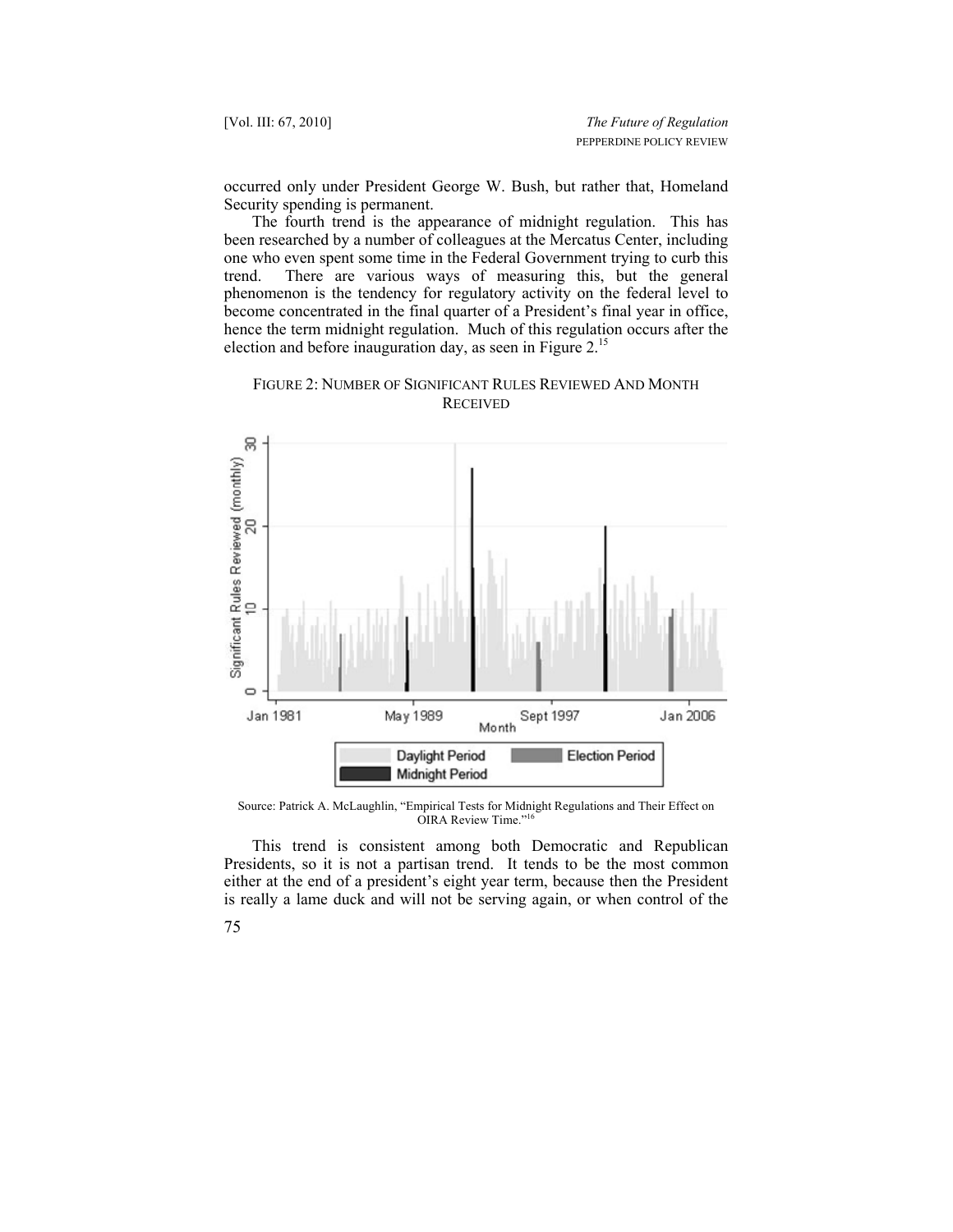occurred only under President George W. Bush, but rather that, Homeland Security spending is permanent.

The fourth trend is the appearance of midnight regulation. This has been researched by a number of colleagues at the Mercatus Center, including one who even spent some time in the Federal Government trying to curb this trend. There are various ways of measuring this, but the general phenomenon is the tendency for regulatory activity on the federal level to become concentrated in the final quarter of a President's final year in office, hence the term midnight regulation. Much of this regulation occurs after the election and before inauguration day, as seen in Figure 2.[15]

FIGURE 2: NUMBER OF SIGNIFICANT RULES REVIEWED AND MONTH RECEIVED

Source: Patrick A. McLaughlin, "Empirical Tests for Midnight Regulations and Their Effect on OIRA Review Time."[16]

This trend is consistent among both Democratic and Republican Presidents, so it is not a partisan trend. It tends to be the most common either at the end of a president's eight year term, because then the President is really a lame duck and will not be serving again, or when control of the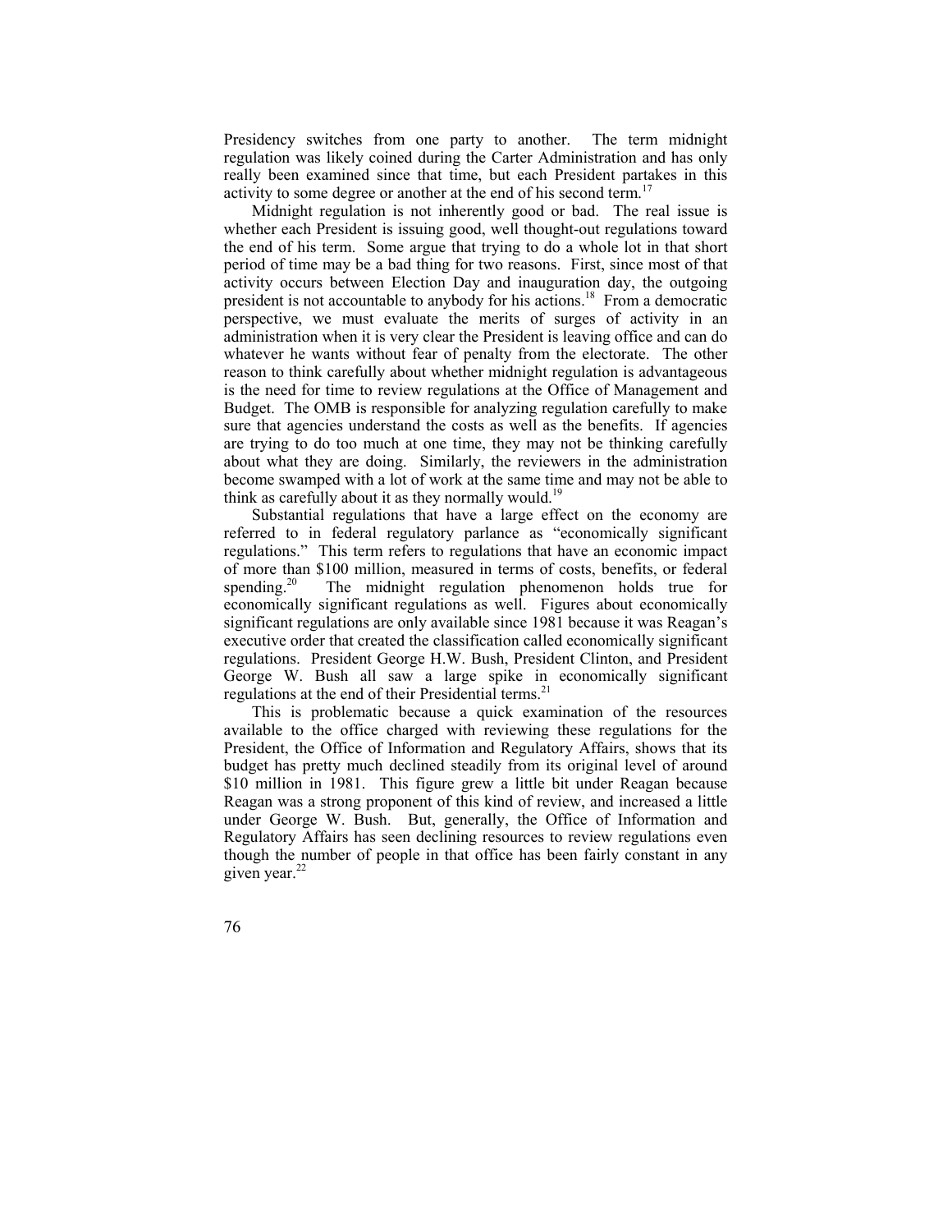Presidency switches from one party to another. The term midnight regulation was likely coined during the Carter Administration and has only really been examined since that time, but each President partakes in this activity to some degree or another at the end of his second term.[17]

Midnight regulation is not inherently good or bad. The real issue is whether each President is issuing good, well thought-out regulations toward the end of his term. Some argue that trying to do a whole lot in that short period of time may be a bad thing for two reasons. First, since most of that activity occurs between Election Day and inauguration day, the outgoing president is not accountable to anybody for his actions.[18] From a democratic perspective, we must evaluate the merits of surges of activity in an administration when it is very clear the President is leaving office and can do whatever he wants without fear of penalty from the electorate. The other reason to think carefully about whether midnight regulation is advantageous is the need for time to review regulations at the Office of Management and Budget. The OMB is responsible for analyzing regulation carefully to make sure that agencies understand the costs as well as the benefits. If agencies are trying to do too much at one time, they may not be thinking carefully about what they are doing. Similarly, the reviewers in the administration become swamped with a lot of work at the same time and may not be able to think as carefully about it as they normally would.[19]

Substantial regulations that have a large effect on the economy are referred to in federal regulatory parlance as "economically significant regulations." This term refers to regulations that have an economic impact of more than $100 million, measured in terms of costs, benefits, or federal spending.[20] The midnight regulation phenomenon holds true for economically significant regulations as well. Figures about economically significant regulations are only available since 1981 because it was Reagan's executive order that created the classification called economically significant regulations. President George H.W. Bush, President Clinton, and President George W. Bush all saw a large spike in economically significant regulations at the end of their Presidential terms.[21]

This is problematic because a quick examination of the resources available to the office charged with reviewing these regulations for the President, the Office of Information and Regulatory Affairs, shows that its budget has pretty much declined steadily from its original level of around $10 million in 1981. This figure grew a little bit under Reagan because Reagan was a strong proponent of this kind of review, and increased a little under George W. Bush. But, generally, the Office of Information and Regulatory Affairs has seen declining resources to review regulations even though the number of people in that office has been fairly constant in any given year.[22]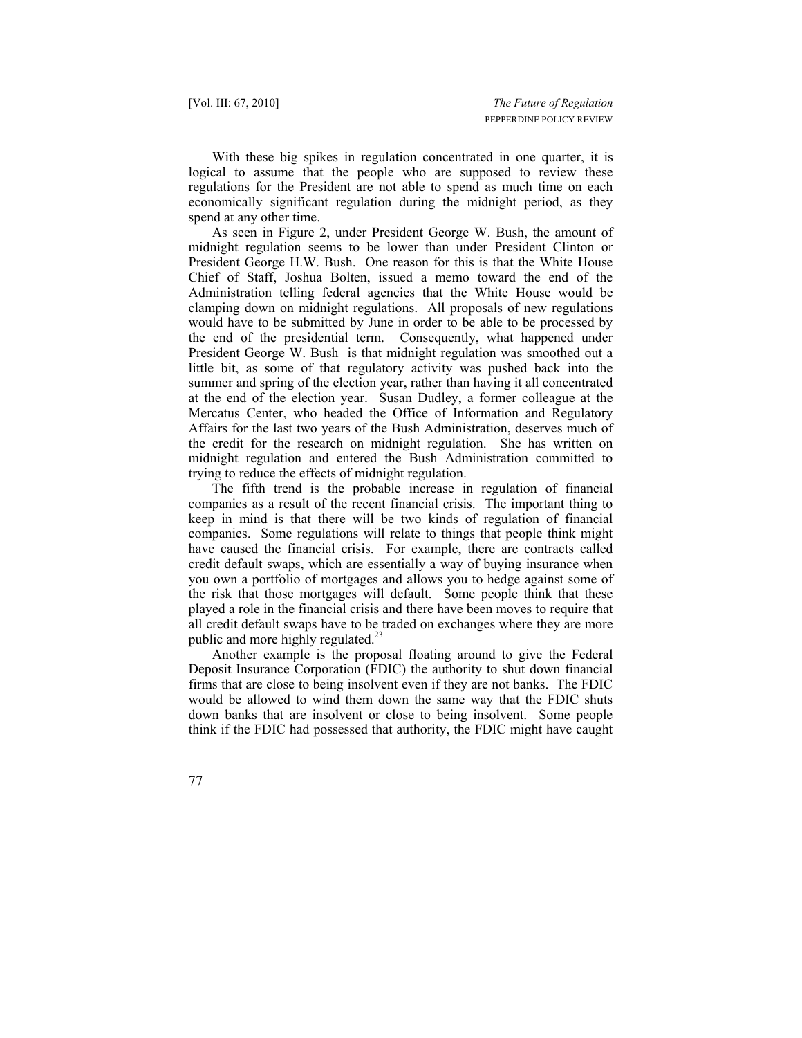With these big spikes in regulation concentrated in one quarter, it is logical to assume that the people who are supposed to review these regulations for the President are not able to spend as much time on each economically significant regulation during the midnight period, as they spend at any other time.

As seen in Figure 2, under President George W. Bush, the amount of midnight regulation seems to be lower than under President Clinton or President George H.W. Bush. One reason for this is that the White House Chief of Staff, Joshua Bolten, issued a memo toward the end of the Administration telling federal agencies that the White House would be clamping down on midnight regulations. All proposals of new regulations would have to be submitted by June in order to be able to be processed by the end of the presidential term. Consequently, what happened under President George W. Bush is that midnight regulation was smoothed out a little bit, as some of that regulatory activity was pushed back into the summer and spring of the election year, rather than having it all concentrated at the end of the election year. Susan Dudley, a former colleague at the Mercatus Center, who headed the Office of Information and Regulatory Affairs for the last two years of the Bush Administration, deserves much of the credit for the research on midnight regulation. She has written on midnight regulation and entered the Bush Administration committed to trying to reduce the effects of midnight regulation.

The fifth trend is the probable increase in regulation of financial companies as a result of the recent financial crisis. The important thing to keep in mind is that there will be two kinds of regulation of financial companies. Some regulations will relate to things that people think might have caused the financial crisis. For example, there are contracts called credit default swaps, which are essentially a way of buying insurance when you own a portfolio of mortgages and allows you to hedge against some of the risk that those mortgages will default. Some people think that these played a role in the financial crisis and there have been moves to require that all credit default swaps have to be traded on exchanges where they are more public and more highly regulated.[23]

Another example is the proposal floating around to give the Federal Deposit Insurance Corporation (FDIC) the authority to shut down financial firms that are close to being insolvent even if they are not banks. The FDIC would be allowed to wind them down the same way that the FDIC shuts down banks that are insolvent or close to being insolvent. Some people think if the FDIC had possessed that authority, the FDIC might have caught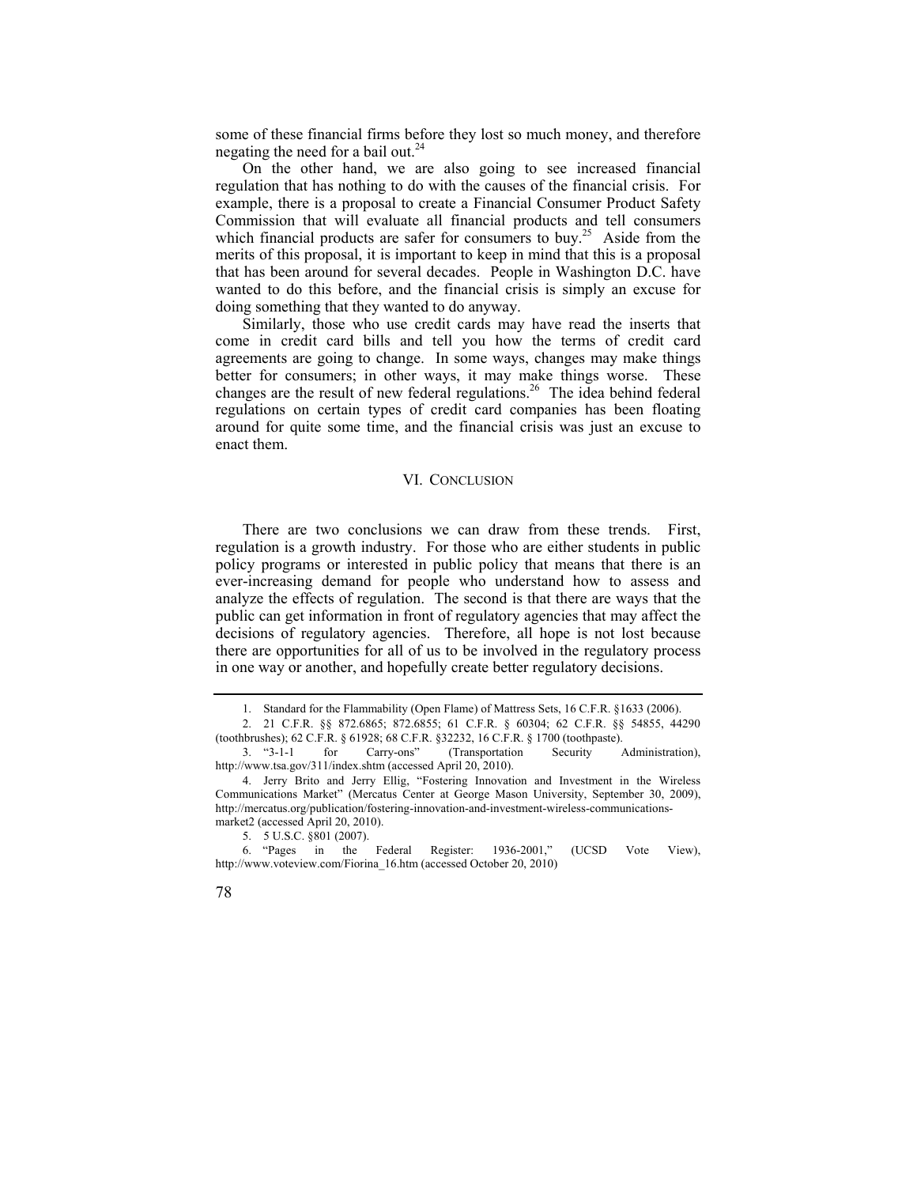some of these financial firms before they lost so much money, and therefore negating the need for a bail out.[24]

On the other hand, we are also going to see increased financial regulation that has nothing to do with the causes of the financial crisis. For example, there is a proposal to create a Financial Consumer Product Safety Commission that will evaluate all financial products and tell consumers which financial products are safer for consumers to buy.[25] Aside from the merits of this proposal, it is important to keep in mind that this is a proposal that has been around for several decades. People in Washington D.C. have wanted to do this before, and the financial crisis is simply an excuse for doing something that they wanted to do anyway.

Similarly, those who use credit cards may have read the inserts that come in credit card bills and tell you how the terms of credit card agreements are going to change. In some ways, changes may make things better for consumers; in other ways, it may make things worse. These changes are the result of new federal regulations.[26] The idea behind federal regulations on certain types of credit card companies has been floating around for quite some time, and the financial crisis was just an excuse to enact them.

## VI. CONCLUSION

There are two conclusions we can draw from these trends. First, regulation is a growth industry. For those who are either students in public policy programs or interested in public policy that means that there is an ever-increasing demand for people who understand how to assess and analyze the effects of regulation. The second is that there are ways that the public can get information in front of regulatory agencies that may affect the decisions of regulatory agencies. Therefore, all hope is not lost because there are opportunities for all of us to be involved in the regulatory process in one way or another, and hopefully create better regulatory decisions.

---

1. Standard for the Flammability (Open Flame) of Mattress Sets, 16 C.F.R. §1633 (2006).

2. 21 C.F.R. §§ 872.6865; 872.6855; 61 C.F.R. § 60304; 62 C.F.R. §§ 54855, 44290 (toothbrushes); 62 C.F.R. § 61928; 68 C.F.R. §32232, 16 C.F.R. § 1700 (toothpaste).

3. "3-1-1 for Carry-ons" (Transportation Security Administration), http://www.tsa.gov/311/index.shtm (accessed April 20, 2010).

4. Jerry Brito and Jerry Ellig, "Fostering Innovation and Investment in the Wireless Communications Market" (Mercatus Center at George Mason University, September 30, 2009), http://mercatus.org/publication/fostering-innovation-and-investment-wireless-communications-market2 (accessed April 20, 2010).

5. 5 U.S.C. §801 (2007).

6. "Pages in the Federal Register: 1936-2001," (UCSD Vote View), http://www.voteview.com/Fiorina_16.htm (accessed October 20, 2010)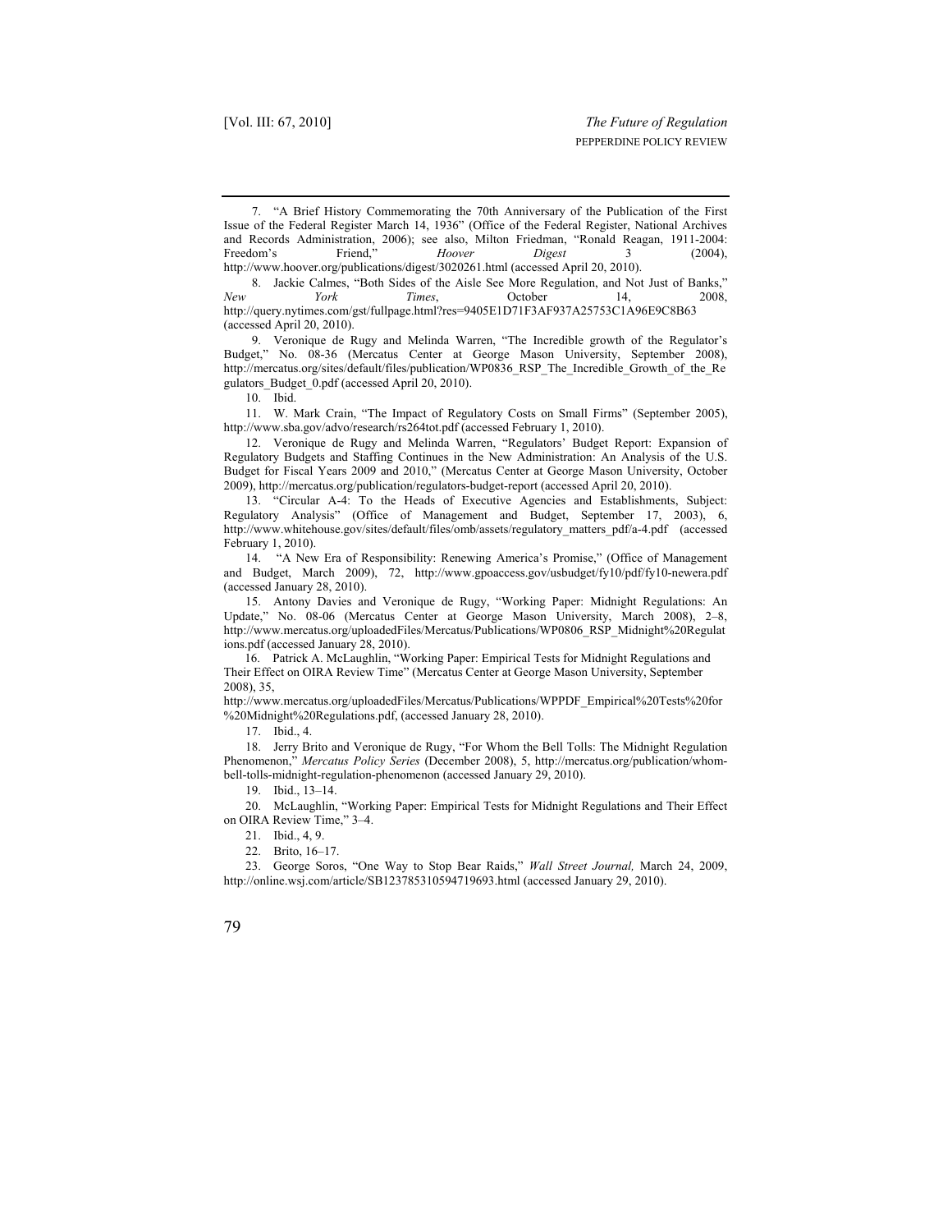7. "A Brief History Commemorating the 70th Anniversary of the Publication of the First Issue of the Federal Register March 14, 1936" (Office of the Federal Register, National Archives and Records Administration, 2006); see also, Milton Friedman, "Ronald Reagan, 1911-2004: Freedom's Friend," *Hoover Digest* 3 (2004), http://www.hoover.org/publications/digest/3020261.html (accessed April 20, 2010).

8. Jackie Calmes, "Both Sides of the Aisle See More Regulation, and Not Just of Banks," *New York Times*, October 14, 2008, http://query.nytimes.com/gst/fullpage.html?res=9405E1D71F3AF937A25753C1A96E9C8B63 (accessed April 20, 2010).

9. Veronique de Rugy and Melinda Warren, "The Incredible growth of the Regulator's Budget," No. 08-36 (Mercatus Center at George Mason University, September 2008), http://mercatus.org/sites/default/files/publication/WP0836_RSP_The_Incredible_Growth_of_the_Regulators_Budget_0.pdf (accessed April 20, 2010).

10. Ibid.

11. W. Mark Crain, "The Impact of Regulatory Costs on Small Firms" (September 2005), http://www.sba.gov/advo/research/rs264tot.pdf (accessed February 1, 2010).

12. Veronique de Rugy and Melinda Warren, "Regulators' Budget Report: Expansion of Regulatory Budgets and Staffing Continues in the New Administration: An Analysis of the U.S. Budget for Fiscal Years 2009 and 2010," (Mercatus Center at George Mason University, October 2009), http://mercatus.org/publication/regulators-budget-report (accessed April 20, 2010).

13. "Circular A-4: To the Heads of Executive Agencies and Establishments, Subject: Regulatory Analysis" (Office of Management and Budget, September 17, 2003), 6, http://www.whitehouse.gov/sites/default/files/omb/assets/regulatory_matters_pdf/a-4.pdf (accessed February 1, 2010).

14. "A New Era of Responsibility: Renewing America's Promise," (Office of Management and Budget, March 2009), 72, http://www.gpoaccess.gov/usbudget/fy10/pdf/fy10-newera.pdf (accessed January 28, 2010).

15. Antony Davies and Veronique de Rugy, "Working Paper: Midnight Regulations: An Update," No. 08-06 (Mercatus Center at George Mason University, March 2008), 2–8, http://www.mercatus.org/uploadedFiles/Mercatus/Publications/WP0806_RSP_Midnight%20Regulations.pdf (accessed January 28, 2010).

16. Patrick A. McLaughlin, "Working Paper: Empirical Tests for Midnight Regulations and Their Effect on OIRA Review Time" (Mercatus Center at George Mason University, September 2008), 35, http://www.mercatus.org/uploadedFiles/Mercatus/Publications/WPPDF_Empirical%20Tests%20for%20Midnight%20Regulations.pdf, (accessed January 28, 2010).

17. Ibid., 4.

18. Jerry Brito and Veronique de Rugy, "For Whom the Bell Tolls: The Midnight Regulation Phenomenon," *Mercatus Policy Series* (December 2008), 5, http://mercatus.org/publication/whom-bell-tolls-midnight-regulation-phenomenon (accessed January 29, 2010).

19. Ibid., 13–14.

20. McLaughlin, "Working Paper: Empirical Tests for Midnight Regulations and Their Effect on OIRA Review Time," 3–4.

21. Ibid., 4, 9.

22. Brito, 16–17.

23. George Soros, "One Way to Stop Bear Raids," *Wall Street Journal,* March 24, 2009, http://online.wsj.com/article/SB123785310594719693.html (accessed January 29, 2010).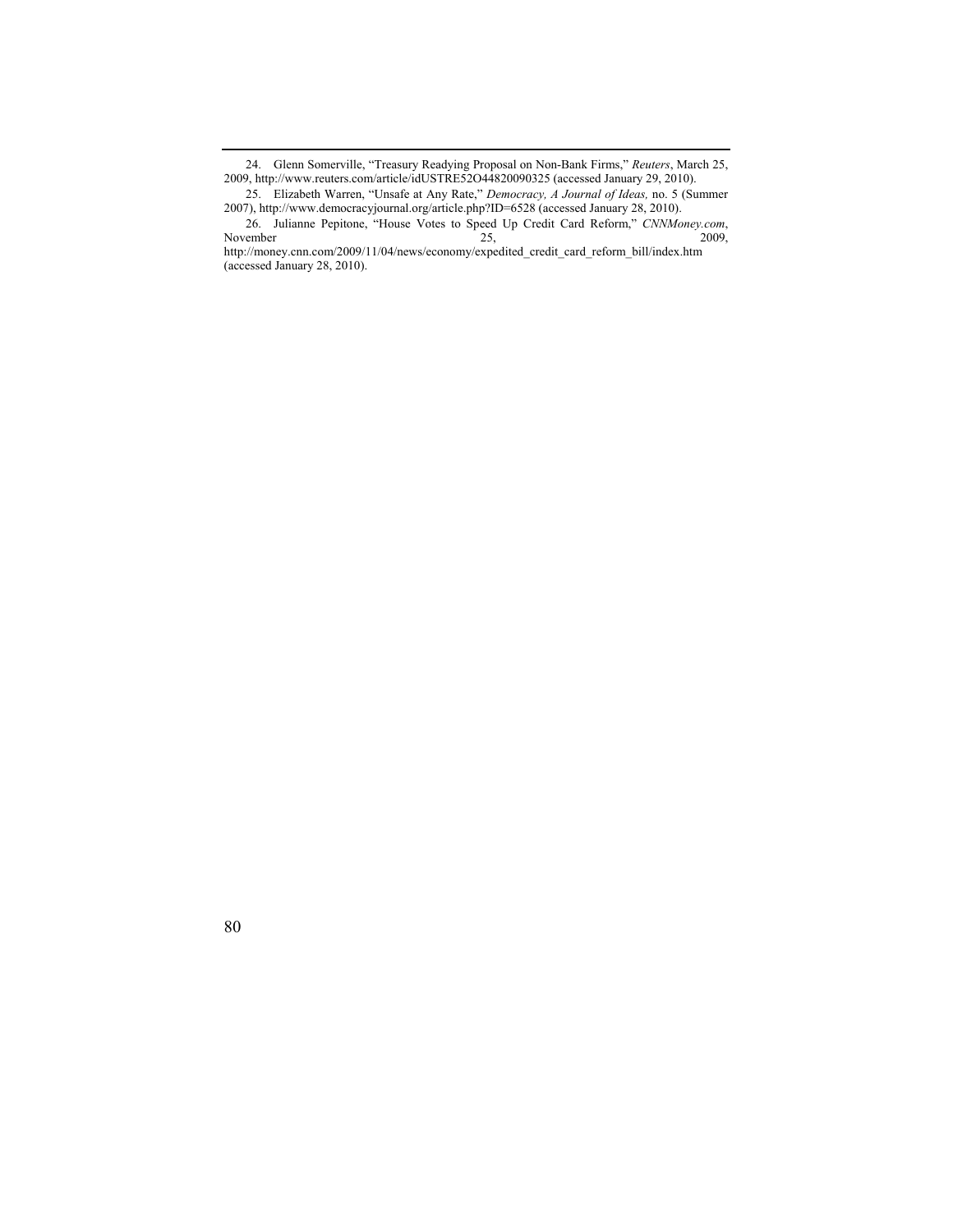24. Glenn Somerville, "Treasury Readying Proposal on Non-Bank Firms," *Reuters*, March 25, 2009, http://www.reuters.com/article/idUSTRE52O44820090325 (accessed January 29, 2010).

25. Elizabeth Warren, "Unsafe at Any Rate," *Democracy, A Journal of Ideas,* no. 5 (Summer 2007), http://www.democracyjournal.org/article.php?ID=6528 (accessed January 28, 2010).

26. Julianne Pepitone, "House Votes to Speed Up Credit Card Reform," *CNNMoney.com*, November 25, 2009, http://money.cnn.com/2009/11/04/news/economy/expedited_credit_card_reform_bill/index.htm (accessed January 28, 2010).